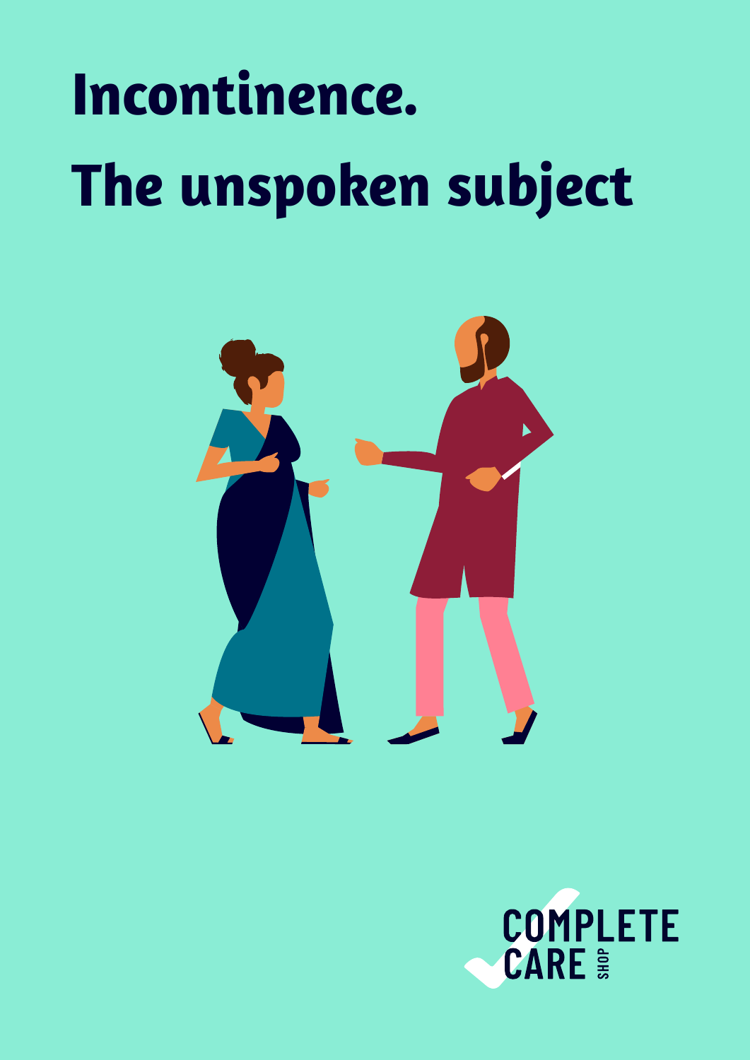# Incontinence.
# The unspoken subject

COMPLETE CARE SHOP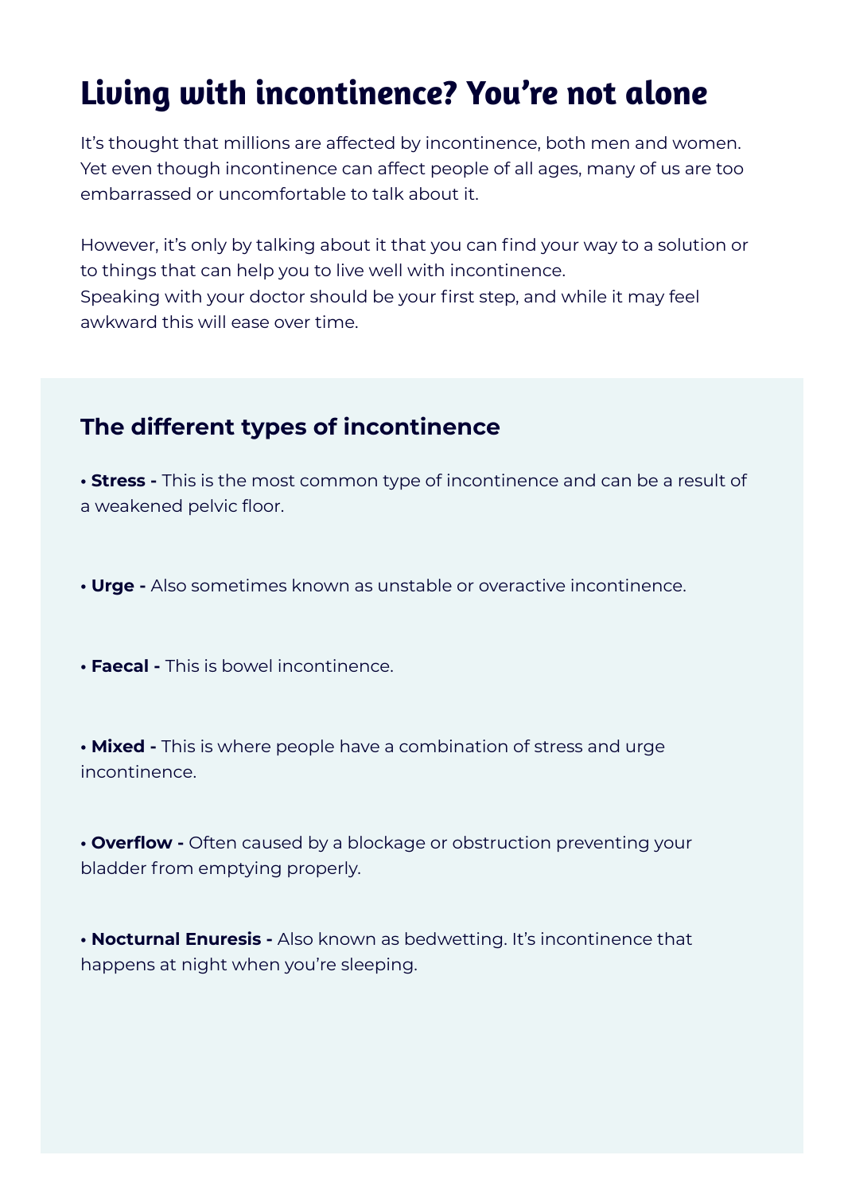# Living with incontinence? You're not alone

It's thought that millions are affected by incontinence, both men and women. Yet even though incontinence can affect people of all ages, many of us are too embarrassed or uncomfortable to talk about it.

However, it's only by talking about it that you can find your way to a solution or to things that can help you to live well with incontinence.
Speaking with your doctor should be your first step, and while it may feel awkward this will ease over time.

## The different types of incontinence

- **Stress -** This is the most common type of incontinence and can be a result of a weakened pelvic floor.

- **Urge -** Also sometimes known as unstable or overactive incontinence.

- **Faecal -** This is bowel incontinence.

- **Mixed -** This is where people have a combination of stress and urge incontinence.

- **Overflow -** Often caused by a blockage or obstruction preventing your bladder from emptying properly.

- **Nocturnal Enuresis -** Also known as bedwetting. It's incontinence that happens at night when you're sleeping.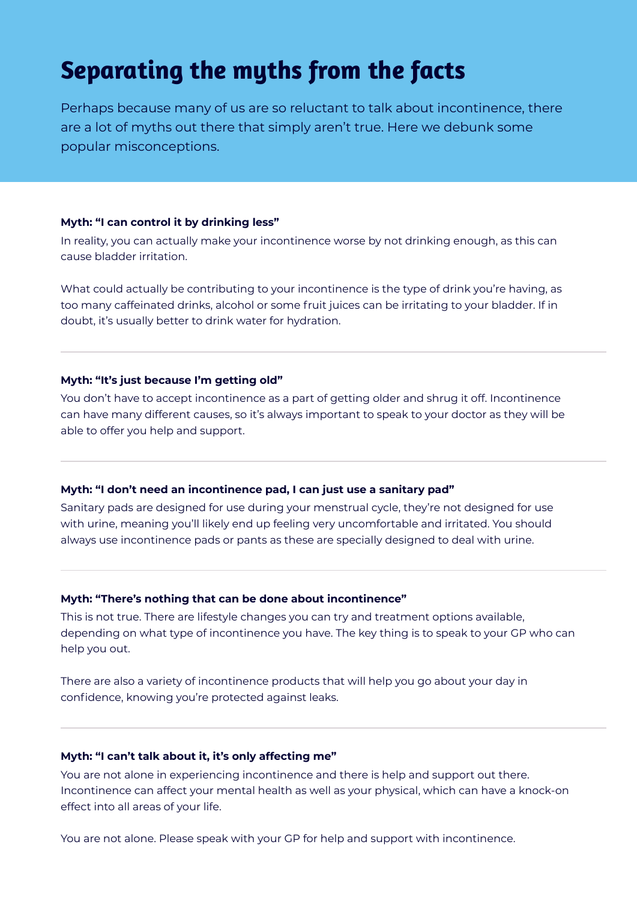# Separating the myths from the facts

Perhaps because many of us are so reluctant to talk about incontinence, there are a lot of myths out there that simply aren't true. Here we debunk some popular misconceptions.

**Myth: "I can control it by drinking less"**

In reality, you can actually make your incontinence worse by not drinking enough, as this can cause bladder irritation.

What could actually be contributing to your incontinence is the type of drink you're having, as too many caffeinated drinks, alcohol or some fruit juices can be irritating to your bladder. If in doubt, it's usually better to drink water for hydration.

---

**Myth: "It's just because I'm getting old"**

You don't have to accept incontinence as a part of getting older and shrug it off. Incontinence can have many different causes, so it's always important to speak to your doctor as they will be able to offer you help and support.

---

**Myth: "I don't need an incontinence pad, I can just use a sanitary pad"**

Sanitary pads are designed for use during your menstrual cycle, they're not designed for use with urine, meaning you'll likely end up feeling very uncomfortable and irritated. You should always use incontinence pads or pants as these are specially designed to deal with urine.

---

**Myth: "There's nothing that can be done about incontinence"**

This is not true. There are lifestyle changes you can try and treatment options available, depending on what type of incontinence you have. The key thing is to speak to your GP who can help you out.

There are also a variety of incontinence products that will help you go about your day in confidence, knowing you're protected against leaks.

---

**Myth: "I can't talk about it, it's only affecting me"**

You are not alone in experiencing incontinence and there is help and support out there. Incontinence can affect your mental health as well as your physical, which can have a knock-on effect into all areas of your life.

You are not alone. Please speak with your GP for help and support with incontinence.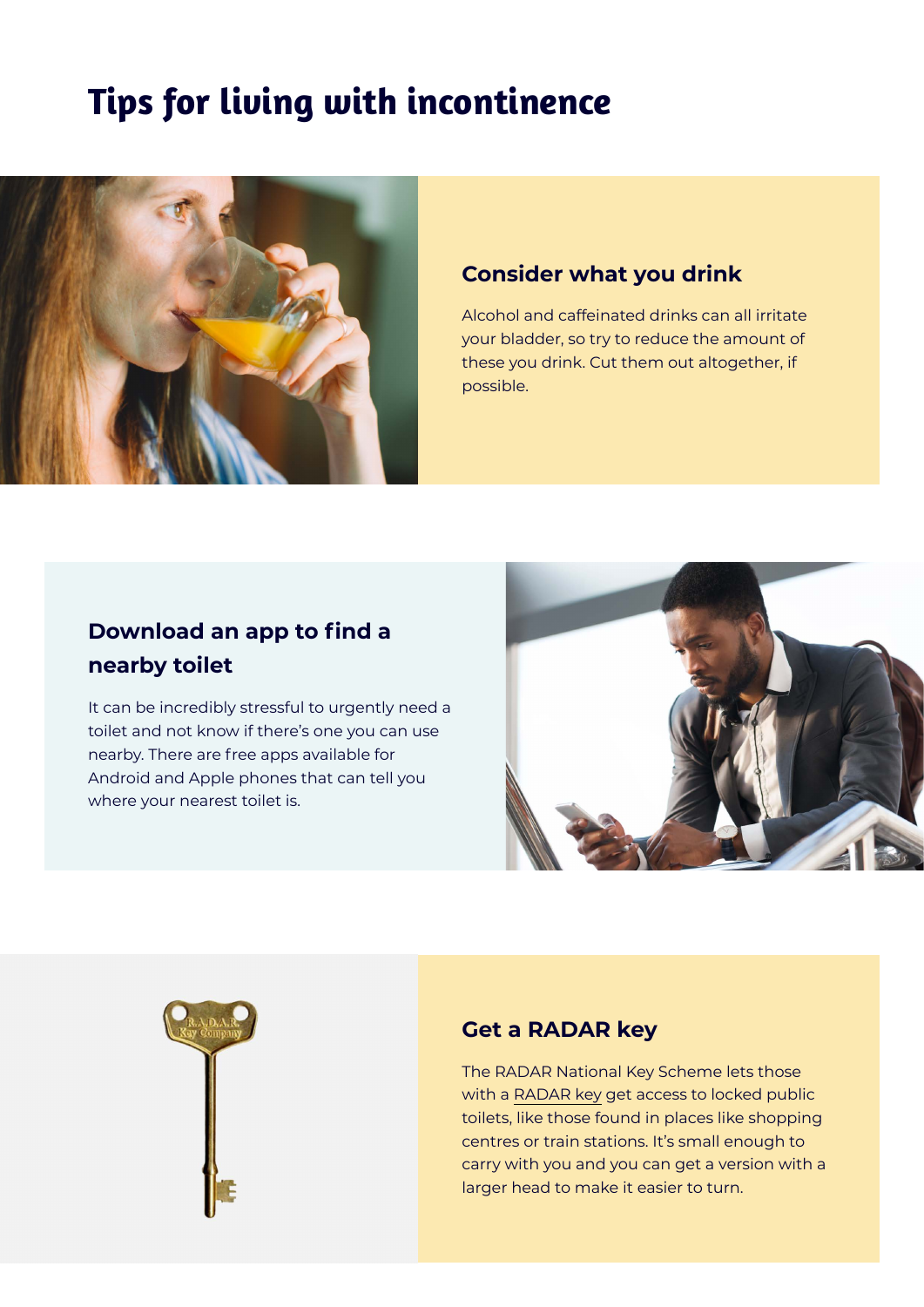# Tips for living with incontinence

## Consider what you drink

Alcohol and caffeinated drinks can all irritate your bladder, so try to reduce the amount of these you drink. Cut them out altogether, if possible.

## Download an app to find a nearby toilet

It can be incredibly stressful to urgently need a toilet and not know if there's one you can use nearby. There are free apps available for Android and Apple phones that can tell you where your nearest toilet is.

## Get a RADAR key

The RADAR National Key Scheme lets those with a RADAR key get access to locked public toilets, like those found in places like shopping centres or train stations. It's small enough to carry with you and you can get a version with a larger head to make it easier to turn.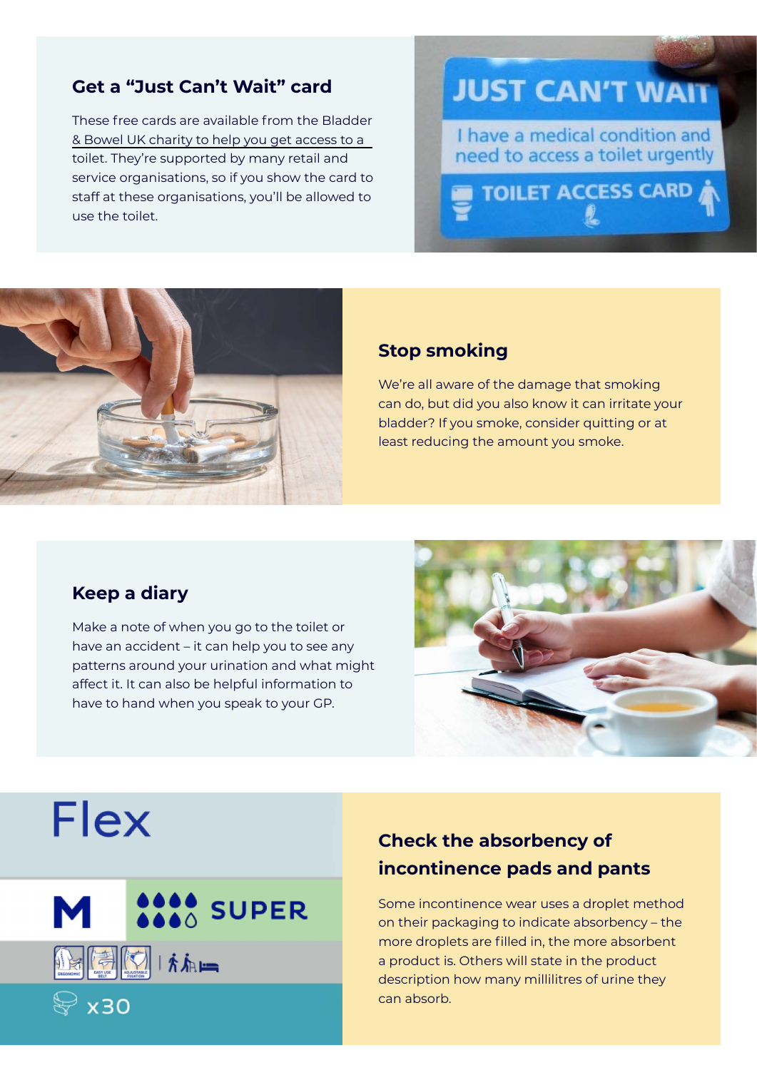## Get a "Just Can't Wait" card

These free cards are available from the Bladder & Bowel UK charity to help you get access to a toilet. They're supported by many retail and service organisations, so if you show the card to staff at these organisations, you'll be allowed to use the toilet.

## Stop smoking

We're all aware of the damage that smoking can do, but did you also know it can irritate your bladder? If you smoke, consider quitting or at least reducing the amount you smoke.

## Keep a diary

Make a note of when you go to the toilet or have an accident – it can help you to see any patterns around your urination and what might affect it. It can also be helpful information to have to hand when you speak to your GP.

## Check the absorbency of incontinence pads and pants

Some incontinence wear uses a droplet method on their packaging to indicate absorbency – the more droplets are filled in, the more absorbent a product is. Others will state in the product description how many millilitres of urine they can absorb.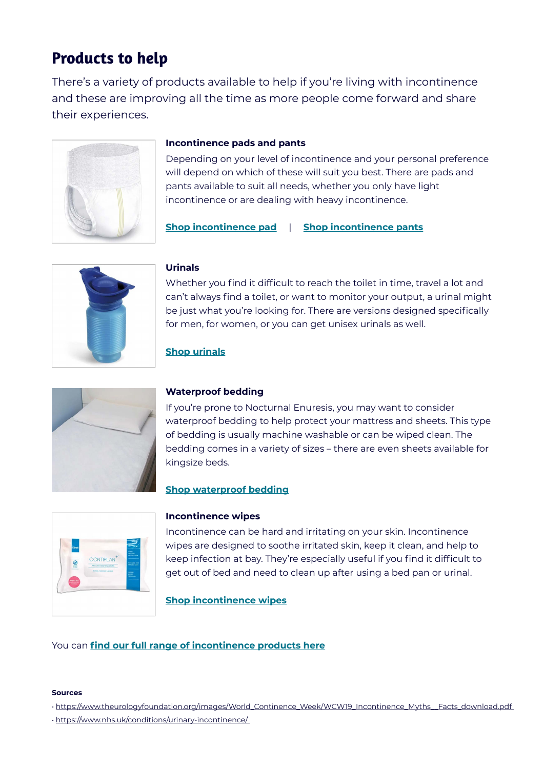# Products to help

There's a variety of products available to help if you're living with incontinence and these are improving all the time as more people come forward and share their experiences.

### Incontinence pads and pants

Depending on your level of incontinence and your personal preference will depend on which of these will suit you best. There are pads and pants available to suit all needs, whether you only have light incontinence or are dealing with heavy incontinence.

**Shop incontinence pad** | **Shop incontinence pants**

### Urinals

Whether you find it difficult to reach the toilet in time, travel a lot and can't always find a toilet, or want to monitor your output, a urinal might be just what you're looking for. There are versions designed specifically for men, for women, or you can get unisex urinals as well.

**Shop urinals**

### Waterproof bedding

If you're prone to Nocturnal Enuresis, you may want to consider waterproof bedding to help protect your mattress and sheets. This type of bedding is usually machine washable or can be wiped clean. The bedding comes in a variety of sizes – there are even sheets available for kingsize beds.

**Shop waterproof bedding**

### Incontinence wipes

Incontinence can be hard and irritating on your skin. Incontinence wipes are designed to soothe irritated skin, keep it clean, and help to keep infection at bay. They're especially useful if you find it difficult to get out of bed and need to clean up after using a bed pan or urinal.

**Shop incontinence wipes**

You can **find our full range of incontinence products here**

**Sources**

- https://www.theurologyfoundation.org/images/World_Continence_Week/WCW19_Incontinence_Myths__Facts_download.pdf
- https://www.nhs.uk/conditions/urinary-incontinence/